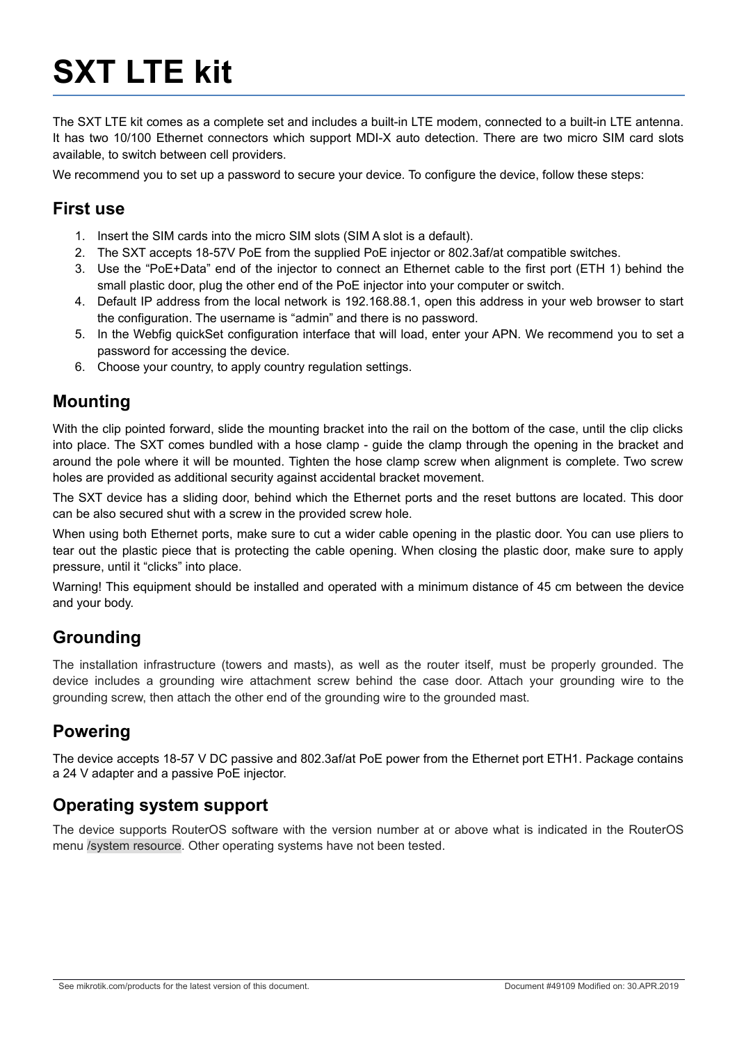# SXT LTE kit

The SXT LTE kit comes as a complete set and includes a built-in LTE modem, connected to a built-in LTE antenna. It has two 10/100 Ethernet connectors which support MDI-X auto detection. There are two micro SIM card slots available, to switch between cell providers.

We recommend you to set up a password to secure your device. To configure the device, follow these steps:

## First use

1. Insert the SIM cards into the micro SIM slots (SIM A slot is a default).
2. The SXT accepts 18-57V PoE from the supplied PoE injector or 802.3af/at compatible switches.
3. Use the “PoE+Data” end of the injector to connect an Ethernet cable to the first port (ETH 1) behind the small plastic door, plug the other end of the PoE injector into your computer or switch.
4. Default IP address from the local network is 192.168.88.1, open this address in your web browser to start the configuration. The username is “admin” and there is no password.
5. In the Webfig quickSet configuration interface that will load, enter your APN. We recommend you to set a password for accessing the device.
6. Choose your country, to apply country regulation settings.

## Mounting

With the clip pointed forward, slide the mounting bracket into the rail on the bottom of the case, until the clip clicks into place. The SXT comes bundled with a hose clamp - guide the clamp through the opening in the bracket and around the pole where it will be mounted. Tighten the hose clamp screw when alignment is complete. Two screw holes are provided as additional security against accidental bracket movement.

The SXT device has a sliding door, behind which the Ethernet ports and the reset buttons are located. This door can be also secured shut with a screw in the provided screw hole.

When using both Ethernet ports, make sure to cut a wider cable opening in the plastic door. You can use pliers to tear out the plastic piece that is protecting the cable opening. When closing the plastic door, make sure to apply pressure, until it “clicks” into place.

Warning! This equipment should be installed and operated with a minimum distance of 45 cm between the device and your body.

## Grounding

The installation infrastructure (towers and masts), as well as the router itself, must be properly grounded. The device includes a grounding wire attachment screw behind the case door. Attach your grounding wire to the grounding screw, then attach the other end of the grounding wire to the grounded mast.

## Powering

The device accepts 18-57 V DC passive and 802.3af/at PoE power from the Ethernet port ETH1. Package contains a 24 V adapter and a passive PoE injector.

## Operating system support

The device supports RouterOS software with the version number at or above what is indicated in the RouterOS menu /system resource. Other operating systems have not been tested.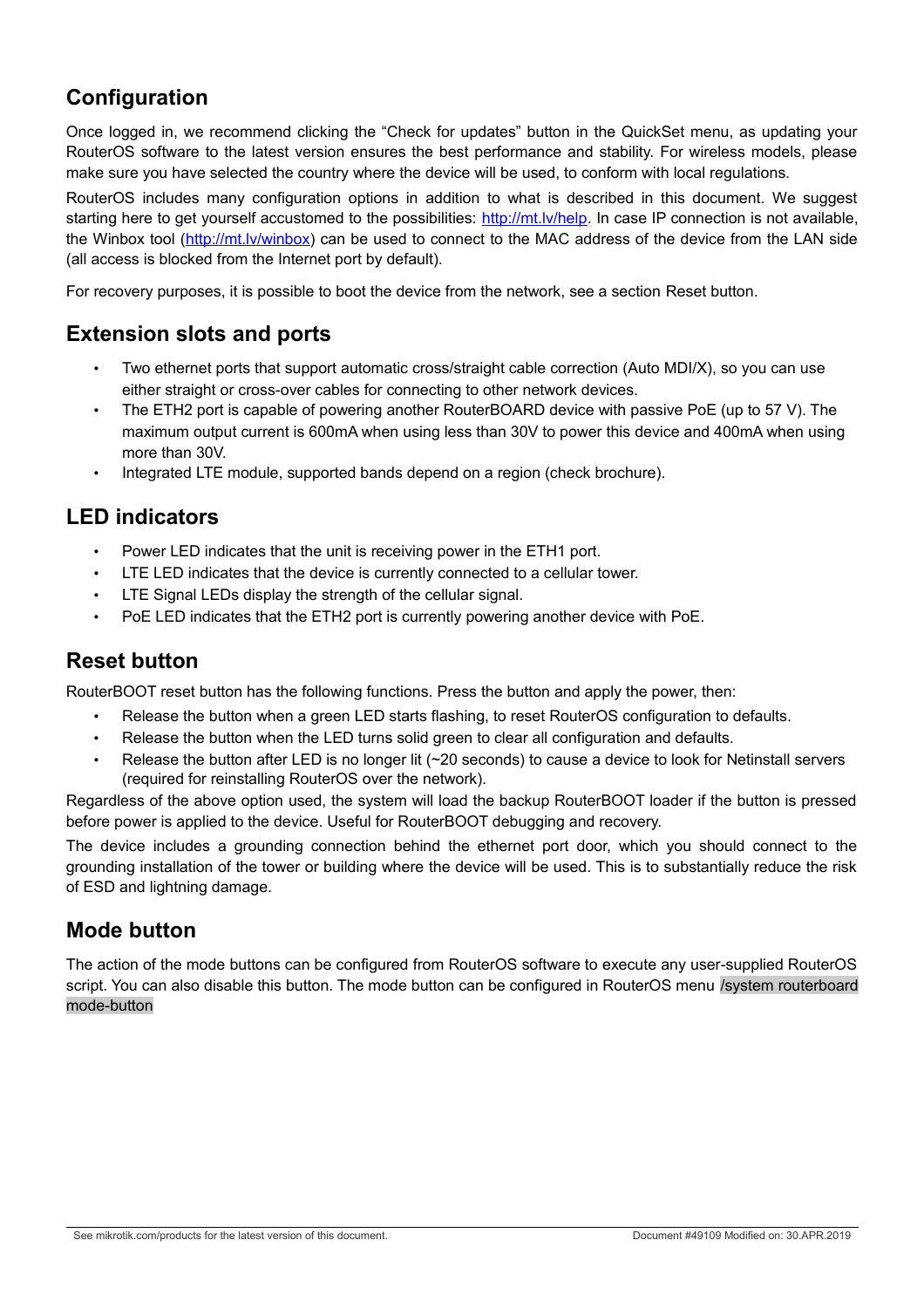## Configuration

Once logged in, we recommend clicking the "Check for updates" button in the QuickSet menu, as updating your RouterOS software to the latest version ensures the best performance and stability. For wireless models, please make sure you have selected the country where the device will be used, to conform with local regulations.

RouterOS includes many configuration options in addition to what is described in this document. We suggest starting here to get yourself accustomed to the possibilities: http://mt.lv/help. In case IP connection is not available, the Winbox tool (http://mt.lv/winbox) can be used to connect to the MAC address of the device from the LAN side (all access is blocked from the Internet port by default).

For recovery purposes, it is possible to boot the device from the network, see a section Reset button.

## Extension slots and ports

- Two ethernet ports that support automatic cross/straight cable correction (Auto MDI/X), so you can use either straight or cross-over cables for connecting to other network devices.
- The ETH2 port is capable of powering another RouterBOARD device with passive PoE (up to 57 V). The maximum output current is 600mA when using less than 30V to power this device and 400mA when using more than 30V.
- Integrated LTE module, supported bands depend on a region (check brochure).

## LED indicators

- Power LED indicates that the unit is receiving power in the ETH1 port.
- LTE LED indicates that the device is currently connected to a cellular tower.
- LTE Signal LEDs display the strength of the cellular signal.
- PoE LED indicates that the ETH2 port is currently powering another device with PoE.

## Reset button

RouterBOOT reset button has the following functions. Press the button and apply the power, then:

- Release the button when a green LED starts flashing, to reset RouterOS configuration to defaults.
- Release the button when the LED turns solid green to clear all configuration and defaults.
- Release the button after LED is no longer lit (~20 seconds) to cause a device to look for Netinstall servers (required for reinstalling RouterOS over the network).

Regardless of the above option used, the system will load the backup RouterBOOT loader if the button is pressed before power is applied to the device. Useful for RouterBOOT debugging and recovery.

The device includes a grounding connection behind the ethernet port door, which you should connect to the grounding installation of the tower or building where the device will be used. This is to substantially reduce the risk of ESD and lightning damage.

## Mode button

The action of the mode buttons can be configured from RouterOS software to execute any user-supplied RouterOS script. You can also disable this button. The mode button can be configured in RouterOS menu `/system routerboard mode-button`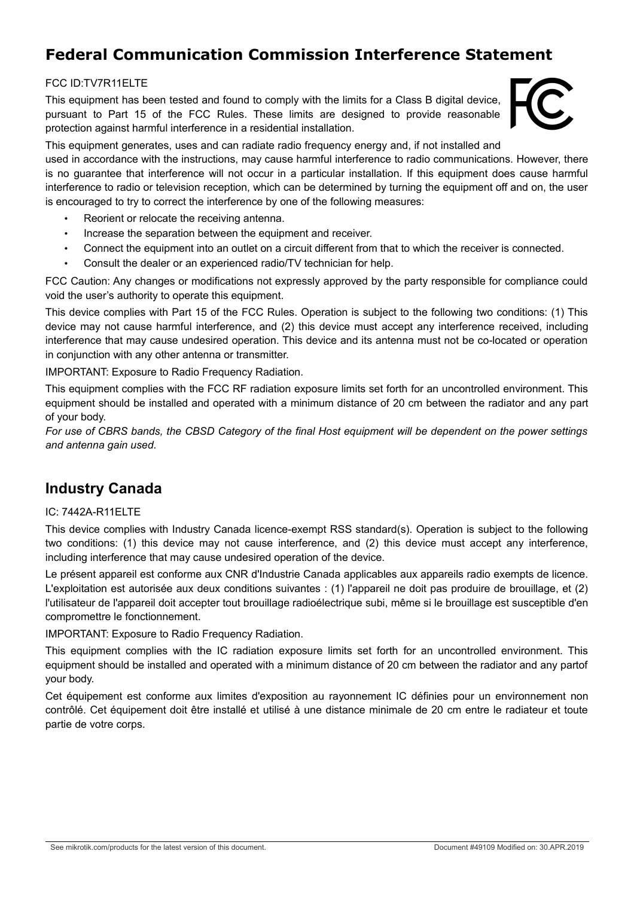# Federal Communication Commission Interference Statement

FCC ID:TV7R11ELTE

This equipment has been tested and found to comply with the limits for a Class B digital device, pursuant to Part 15 of the FCC Rules. These limits are designed to provide reasonable protection against harmful interference in a residential installation.

This equipment generates, uses and can radiate radio frequency energy and, if not installed and used in accordance with the instructions, may cause harmful interference to radio communications. However, there is no guarantee that interference will not occur in a particular installation. If this equipment does cause harmful interference to radio or television reception, which can be determined by turning the equipment off and on, the user is encouraged to try to correct the interference by one of the following measures:

- Reorient or relocate the receiving antenna.
- Increase the separation between the equipment and receiver.
- Connect the equipment into an outlet on a circuit different from that to which the receiver is connected.
- Consult the dealer or an experienced radio/TV technician for help.

FCC Caution: Any changes or modifications not expressly approved by the party responsible for compliance could void the user's authority to operate this equipment.

This device complies with Part 15 of the FCC Rules. Operation is subject to the following two conditions: (1) This device may not cause harmful interference, and (2) this device must accept any interference received, including interference that may cause undesired operation. This device and its antenna must not be co-located or operation in conjunction with any other antenna or transmitter.

IMPORTANT: Exposure to Radio Frequency Radiation.

This equipment complies with the FCC RF radiation exposure limits set forth for an uncontrolled environment. This equipment should be installed and operated with a minimum distance of 20 cm between the radiator and any part of your body.

*For use of CBRS bands, the CBSD Category of the final Host equipment will be dependent on the power settings and antenna gain used.*

## Industry Canada

IC: 7442A-R11ELTE

This device complies with Industry Canada licence-exempt RSS standard(s). Operation is subject to the following two conditions: (1) this device may not cause interference, and (2) this device must accept any interference, including interference that may cause undesired operation of the device.

Le présent appareil est conforme aux CNR d'Industrie Canada applicables aux appareils radio exempts de licence. L'exploitation est autorisée aux deux conditions suivantes : (1) l'appareil ne doit pas produire de brouillage, et (2) l'utilisateur de l'appareil doit accepter tout brouillage radioélectrique subi, même si le brouillage est susceptible d'en compromettre le fonctionnement.

IMPORTANT: Exposure to Radio Frequency Radiation.

This equipment complies with the IC radiation exposure limits set forth for an uncontrolled environment. This equipment should be installed and operated with a minimum distance of 20 cm between the radiator and any partof your body.

Cet équipement est conforme aux limites d'exposition au rayonnement IC définies pour un environnement non contrôlé. Cet équipement doit être installé et utilisé à une distance minimale de 20 cm entre le radiateur et toute partie de votre corps.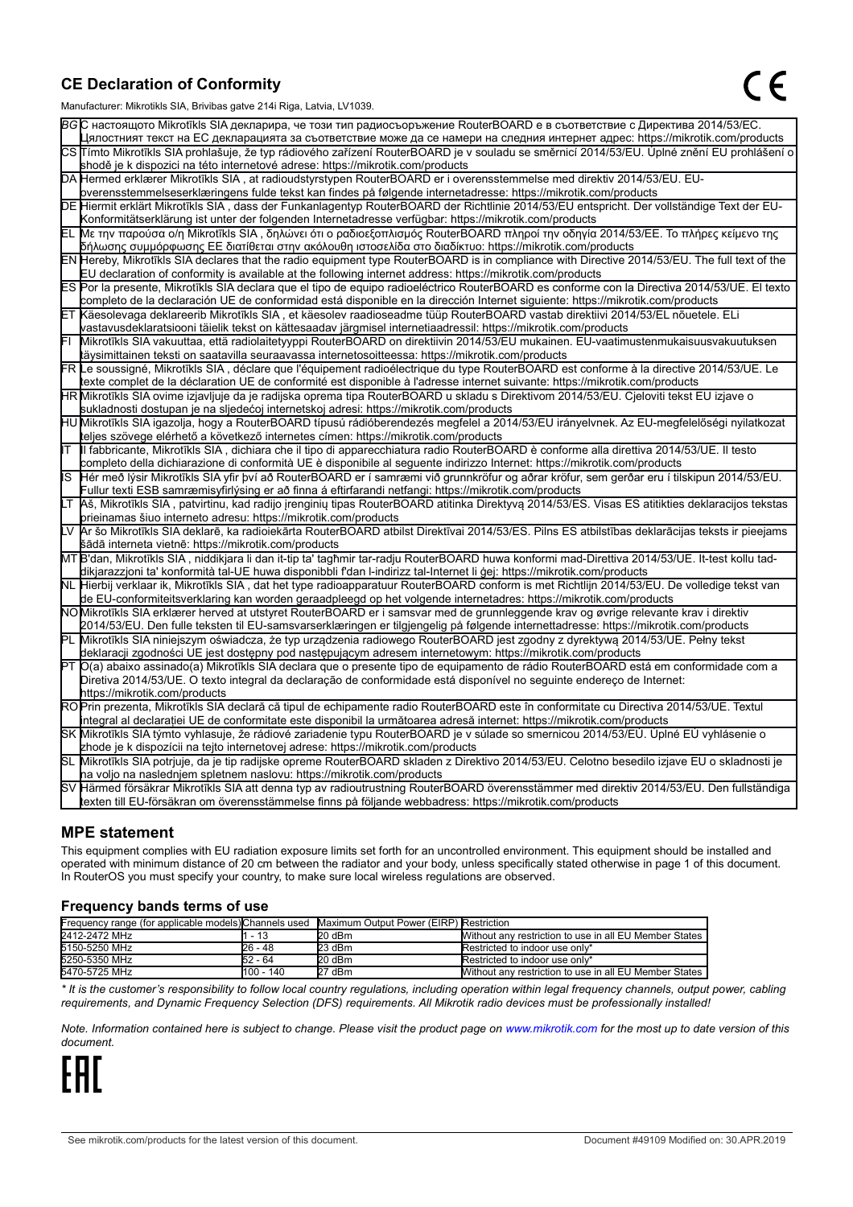## CE Declaration of Conformity

Manufacturer: Mikrotikls SIA, Brivibas gatve 214i Riga, Latvia, LV1039.

| | |
|---|---|
| BG | С настоящото Mikrotīkls SIA декларира, че този тип радиосъоръжение RouterBOARD е в съответствие с Директива 2014/53/ЕС. Цялостният текст на ЕС декларацията за съответствие може да се намери на следния интернет адрес: https://mikrotik.com/products |
| CS | Tímto Mikrotīkls SIA prohlašuje, že typ rádiového zařízení RouterBOARD je v souladu se směrnicí 2014/53/EU. Úplné znění EU prohlášení o shodě je k dispozici na této internetové adrese: https://mikrotik.com/products |
| DA | Hermed erklærer Mikrotīkls SIA , at radioudstyrstypen RouterBOARD er i overensstemmelse med direktiv 2014/53/EU. EU-overensstemmelseserklæringens fulde tekst kan findes på følgende internetadresse: https://mikrotik.com/products |
| DE | Hiermit erklärt Mikrotīkls SIA , dass der Funkanlagentyp RouterBOARD der Richtlinie 2014/53/EU entspricht. Der vollständige Text der EU-Konformitätserklärung ist unter der folgenden Internetadresse verfügbar: https://mikrotik.com/products |
| EL | Με την παρούσα ο/η Mikrotīkls SIA , δηλώνει ότι ο ραδιοεξοπλισμός RouterBOARD πληροί την οδηγία 2014/53/ΕΕ. Το πλήρες κείμενο της δήλωσης συμμόρφωσης ΕΕ διατίθεται στην ακόλουθη ιστοσελίδα στο διαδίκτυο: https://mikrotik.com/products |
| EN | Hereby, Mikrotīkls SIA declares that the radio equipment type RouterBOARD is in compliance with Directive 2014/53/EU. The full text of the EU declaration of conformity is available at the following internet address: https://mikrotik.com/products |
| ES | Por la presente, Mikrotīkls SIA declara que el tipo de equipo radioeléctrico RouterBOARD es conforme con la Directiva 2014/53/UE. El texto completo de la declaración UE de conformidad está disponible en la dirección Internet siguiente: https://mikrotik.com/products |
| ET | Käesolevaga deklareerib Mikrotīkls SIA , et käesolev raadioseadme tüüp RouterBOARD vastab direktiivi 2014/53/EL nõuetele. ELi vastavusdeklaratsiooni täielik tekst on kättesaadav järgmisel internetiaadressil: https://mikrotik.com/products |
| FI | Mikrotīkls SIA vakuuttaa, että radiolaitetyyppi RouterBOARD on direktiivin 2014/53/EU mukainen. EU-vaatimustenmukaisuusvakuutuksen täysimittainen teksti on saatavilla seuraavassa internetosoitteessa: https://mikrotik.com/products |
| FR | Le soussigné, Mikrotīkls SIA , déclare que l'équipement radioélectrique du type RouterBOARD est conforme à la directive 2014/53/UE. Le texte complet de la déclaration UE de conformité est disponible à l'adresse internet suivante: https://mikrotik.com/products |
| HR | Mikrotīkls SIA ovime izjavljuje da je radijska oprema tipa RouterBOARD u skladu s Direktivom 2014/53/EU. Cjeloviti tekst EU izjave o sukladnosti dostupan je na sljedećoj internetskoj adresi: https://mikrotik.com/products |
| HU | Mikrotīkls SIA igazolja, hogy a RouterBOARD típusú rádióberendezés megfelel a 2014/53/EU irányelvnek. Az EU-megfelelőségi nyilatkozat teljes szövege elérhető a következő internetes címen: https://mikrotik.com/products |
| IT | Il fabbricante, Mikrotīkls SIA , dichiara che il tipo di apparecchiatura radio RouterBOARD è conforme alla direttiva 2014/53/UE. Il testo completo della dichiarazione di conformità UE è disponibile al seguente indirizzo Internet: https://mikrotik.com/products |
| IS | Hér með lýsir Mikrotīkls SIA yfir því að RouterBOARD er í samræmi við grunnkröfur og aðrar kröfur, sem gerðar eru í tilskipun 2014/53/EU. Fullur texti ESB samræmisyfirlýsing er að finna á eftirfarandi netfangi: https://mikrotik.com/products |
| LT | Aš, Mikrotīkls SIA , patvirtinu, kad radijo įrenginių tipas RouterBOARD atitinka Direktyvą 2014/53/ES. Visas ES atitikties deklaracijos tekstas prieinamas šiuo interneto adresu: https://mikrotik.com/products |
| LV | Ar šo Mikrotīkls SIA deklarē, ka radioiekārta RouterBOARD atbilst Direktīvai 2014/53/ES. Pilns ES atbilstības deklarācijas teksts ir pieejams šādā interneta vietnē: https://mikrotik.com/products |
| MT | B'dan, Mikrotīkls SIA , niddikjara li dan it-tip ta' tagħmir tar-radju RouterBOARD huwa konformi mad-Direttiva 2014/53/UE. It-test kollu tad-dikjarazzjoni ta' konformità tal-UE huwa disponibbli f'dan l-indirizz tal-Internet li ġej: https://mikrotik.com/products |
| NL | Hierbij verklaar ik, Mikrotīkls SIA , dat het type radioapparatuur RouterBOARD conform is met Richtlijn 2014/53/EU. De volledige tekst van de EU-conformiteitsverklaring kan worden geraadpleegd op het volgende internetadres: https://mikrotik.com/products |
| NO | Mikrotīkls SIA erklærer herved at utstyret RouterBOARD er i samsvar med de grunnleggende krav og øvrige relevante krav i direktiv 2014/53/EU. Den fulle teksten til EU-samsvarserklæringen er tilgjengelig på følgende internettadresse: https://mikrotik.com/products |
| PL | Mikrotīkls SIA niniejszym oświadcza, że typ urządzenia radiowego RouterBOARD jest zgodny z dyrektywą 2014/53/UE. Pełny tekst deklaracji zgodności UE jest dostępny pod następującym adresem internetowym: https://mikrotik.com/products |
| PT | O(a) abaixo assinado(a) Mikrotīkls SIA declara que o presente tipo de equipamento de rádio RouterBOARD está em conformidade com a Diretiva 2014/53/UE. O texto integral da declaração de conformidade está disponível no seguinte endereço de Internet: https://mikrotik.com/products |
| RO | Prin prezenta, Mikrotīkls SIA declară că tipul de echipamente radio RouterBOARD este în conformitate cu Directiva 2014/53/UE. Textul integral al declarației UE de conformitate este disponibil la următoarea adresă internet: https://mikrotik.com/products |
| SK | Mikrotīkls SIA týmto vyhlasuje, že rádiové zariadenie typu RouterBOARD je v súlade so smernicou 2014/53/EÚ. Úplné EÚ vyhlásenie o zhode je k dispozícii na tejto internetovej adrese: https://mikrotik.com/products |
| SL | Mikrotīkls SIA potrjuje, da je tip radijske opreme RouterBOARD skladen z Direktivo 2014/53/EU. Celotno besedilo izjave EU o skladnosti je na voljo na naslednjem spletnem naslovu: https://mikrotik.com/products |
| SV | Härmed försäkrar Mikrotīkls SIA att denna typ av radioutrustning RouterBOARD överensstämmer med direktiv 2014/53/EU. Den fullständiga texten till EU-försäkran om överensstämmelse finns på följande webbadress: https://mikrotik.com/products |

## MPE statement

This equipment complies with EU radiation exposure limits set forth for an uncontrolled environment. This equipment should be installed and operated with minimum distance of 20 cm between the radiator and your body, unless specifically stated otherwise in page 1 of this document. In RouterOS you must specify your country, to make sure local wireless regulations are observed.

### Frequency bands terms of use

| Frequency range (for applicable models) | Channels used | Maximum Output Power (EIRP) | Restriction |
|---|---|---|---|
| 2412-2472 MHz | 1 - 13 | 20 dBm | Without any restriction to use in all EU Member States |
| 5150-5250 MHz | 26 - 48 | 23 dBm | Restricted to indoor use only* |
| 5250-5350 MHz | 52 - 64 | 20 dBm | Restricted to indoor use only* |
| 5470-5725 MHz | 100 - 140 | 27 dBm | Without any restriction to use in all EU Member States |

*\* It is the customer's responsibility to follow local country regulations, including operation within legal frequency channels, output power, cabling requirements, and Dynamic Frequency Selection (DFS) requirements. All Mikrotik radio devices must be professionally installed!*

*Note. Information contained here is subject to change. Please visit the product page on www.mikrotik.com for the most up to date version of this document.*

EAC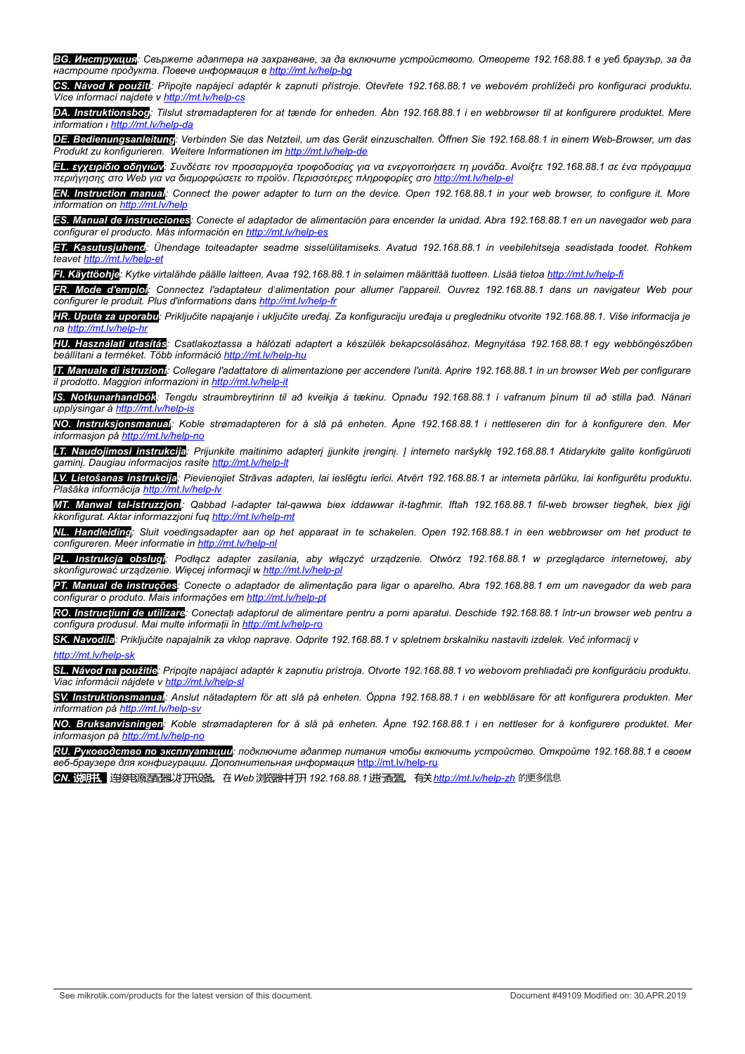**BG. Инструкция**: Свържете адаптера на захранване, за да включите устройството. Отворете 192.168.88.1 в уеб браузър, за да настроите продукта. Повече информация в http://mt.lv/help-bg

**CS. Návod k použití**: Připojte napájecí adaptér k zapnutí přístroje. Otevřete 192.168.88.1 ve webovém prohlížeči pro konfiguraci produktu. Více informací najdete v http://mt.lv/help-cs

**DA. Instruktionsbog**: Tilslut strømadapteren for at tænde for enheden. Åbn 192.168.88.1 i en webbrowser til at konfigurere produktet. Mere information i http://mt.lv/help-da

**DE. Bedienungsanleitung**: Verbinden Sie das Netzteil, um das Gerät einzuschalten. Öffnen Sie 192.168.88.1 in einem Web-Browser, um das Produkt zu konfigurieren. Weitere Informationen im http://mt.lv/help-de

**EL. εγχειρίδιο οδηγιών**: Συνδέστε τον προσαρμογέα τροφοδοσίας για να ενεργοποιήσετε τη μονάδα. Ανοίξτε 192.168.88.1 σε ένα πρόγραμμα περιήγησης στο Web για να διαμορφώσετε το προϊόν. Περισσότερες πληροφορίες στο http://mt.lv/help-el

**EN. Instruction manual**: Connect the power adapter to turn on the device. Open 192.168.88.1 in your web browser, to configure it. More information on http://mt.lv/help

**ES. Manual de instrucciones**: Conecte el adaptador de alimentación para encender la unidad. Abra 192.168.88.1 en un navegador web para configurar el producto. Más información en http://mt.lv/help-es

**ET. Kasutusjuhend**: Ühendage toiteadapter seadme sisselülitamiseks. Avatud 192.168.88.1 in veebilehitseja seadistada toodet. Rohkem teavet http://mt.lv/help-et

**FI. Käyttöohje**: Kytke virtalähde päälle laitteen. Avaa 192.168.88.1 in selaimen määrittää tuotteen. Lisää tietoa http://mt.lv/help-fi

**FR. Mode d'emploi**: Connectez l'adaptateur d'alimentation pour allumer l'appareil. Ouvrez 192.168.88.1 dans un navigateur Web pour configurer le produit. Plus d'informations dans http://mt.lv/help-fr

**HR. Uputa za uporabu**: Priključite napajanje i uključite uređaj. Za konfiguraciju uređaja u pregledniku otvorite 192.168.88.1. Više informacija je na http://mt.lv/help-hr

**HU. Használati utasítás**: Csatlakoztassa a hálózati adaptert a készülék bekapcsolásához. Megnyitása 192.168.88.1 egy webböngészőben beállítani a terméket. Több információ http://mt.lv/help-hu

**IT. Manuale di istruzioni**: Collegare l'adattatore di alimentazione per accendere l'unità. Aprire 192.168.88.1 in un browser Web per configurare il prodotto. Maggiori informazioni in http://mt.lv/help-it

**IS. Notkunarhandbók**: Tengdu straumbreytirinn til að kveikja á tækinu. Opnaðu 192.168.88.1 í vafranum þínum til að stilla það. Nánari upplýsingar á http://mt.lv/help-is

**NO. Instruksjonsmanual**: Koble strømadapteren for å slå på enheten. Åpne 192.168.88.1 i nettleseren din for å konfigurere den. Mer informasjon på http://mt.lv/help-no

**LT. Naudojimosi instrukcija**: Prijunkite maitinimo adapterį įjunkite įrenginį. Į interneto naršyklę 192.168.88.1 Atidarykite galite konfigūruoti gaminį. Daugiau informacijos rasite http://mt.lv/help-lt

**LV. Lietošanas instrukcija**: Pievienojiet Strāvas adapteri, lai ieslēgtu ierīci. Atvērt 192.168.88.1 ar interneta pārlūku, lai konfigurētu produktu. Plašāka informācija http://mt.lv/help-lv

**MT. Manwal tal-istruzzjoni**: Qabbad l-adapter tal-qawwa biex iddawwar it-tagħmir. Iftaħ 192.168.88.1 fil-web browser tiegħek, biex jiġi kkonfigurat. Aktar informazzjoni fuq http://mt.lv/help-mt

**NL. Handleiding**: Sluit voedingsadapter aan op het apparaat in te schakelen. Open 192.168.88.1 in een webbrowser om het product te configureren. Meer informatie in http://mt.lv/help-nl

**PL. Instrukcja obsługi**: Podłącz adapter zasilania, aby włączyć urządzenie. Otwórz 192.168.88.1 w przeglądarce internetowej, aby skonfigurować urządzenie. Więcej informacji w http://mt.lv/help-pl

**PT. Manual de instruções**: Conecte o adaptador de alimentação para ligar o aparelho. Abra 192.168.88.1 em um navegador da web para configurar o produto. Mais informações em http://mt.lv/help-pt

**RO. Instrucțiuni de utilizare**: Conectați adaptorul de alimentare pentru a porni aparatul. Deschide 192.168.88.1 într-un browser web pentru a configura produsul. Mai multe informații în http://mt.lv/help-ro

**SK. Navodila**: Priključite napajalnik za vklop naprave. Odprite 192.168.88.1 v spletnem brskalniku nastaviti izdelek. Več informacij v http://mt.lv/help-sk

**SL. Návod na použitie**: Pripojte napájací adaptér k zapnutiu prístroja. Otvorte 192.168.88.1 vo webovom prehliadači pre konfiguráciu produktu. Viac informácií nájdete v http://mt.lv/help-sl

**SV. Instruktionsmanual**: Anslut nätadaptern för att slå på enheten. Öppna 192.168.88.1 i en webbläsare för att konfigurera produkten. Mer information på http://mt.lv/help-sv

**NO. Bruksanvisningen**: Koble strømadapteren for å slå på enheten. Åpne 192.168.88.1 i en nettleser for å konfigurere produktet. Mer informasjon på http://mt.lv/help-no

**RU. Руководство по эксплуатации**: подключите адаптер питания чтобы включить устройство. Откройте 192.168.88.1 в своем веб-браузере для конфигурации. Дополнительная информация http://mt.lv/help-ru

**CN. 说明书.** 连接电源适配器以打开设备。在 Web 浏览器中打开 192.168.88.1 进行配置。有关 http://mt.lv/help-zh 的更多信息

See mikrotik.com/products for the latest version of this document. Document #49109 Modified on: 30.APR.2019